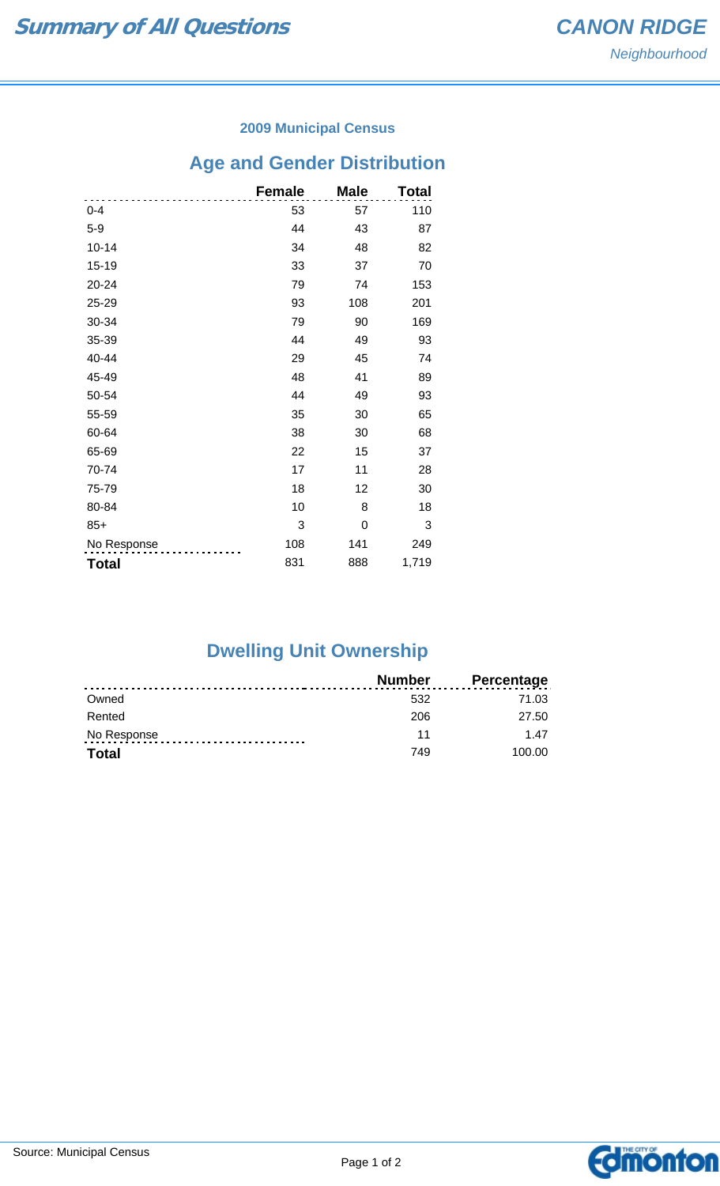# Summary of All Questions

## CANON RIDGE

*Neighbourhood*

### 2009 Municipal Census

## Age and Gender Distribution

| | Female | Male | Total |
|---|---|---|---|
| 0-4 | 53 | 57 | 110 |
| 5-9 | 44 | 43 | 87 |
| 10-14 | 34 | 48 | 82 |
| 15-19 | 33 | 37 | 70 |
| 20-24 | 79 | 74 | 153 |
| 25-29 | 93 | 108 | 201 |
| 30-34 | 79 | 90 | 169 |
| 35-39 | 44 | 49 | 93 |
| 40-44 | 29 | 45 | 74 |
| 45-49 | 48 | 41 | 89 |
| 50-54 | 44 | 49 | 93 |
| 55-59 | 35 | 30 | 65 |
| 60-64 | 38 | 30 | 68 |
| 65-69 | 22 | 15 | 37 |
| 70-74 | 17 | 11 | 28 |
| 75-79 | 18 | 12 | 30 |
| 80-84 | 10 | 8 | 18 |
| 85+ | 3 | 0 | 3 |
| No Response | 108 | 141 | 249 |
| **Total** | 831 | 888 | 1,719 |

## Dwelling Unit Ownership

| | Number | Percentage |
|---|---|---|
| Owned | 532 | 71.03 |
| Rented | 206 | 27.50 |
| No Response | 11 | 1.47 |
| **Total** | 749 | 100.00 |

Source: Municipal Census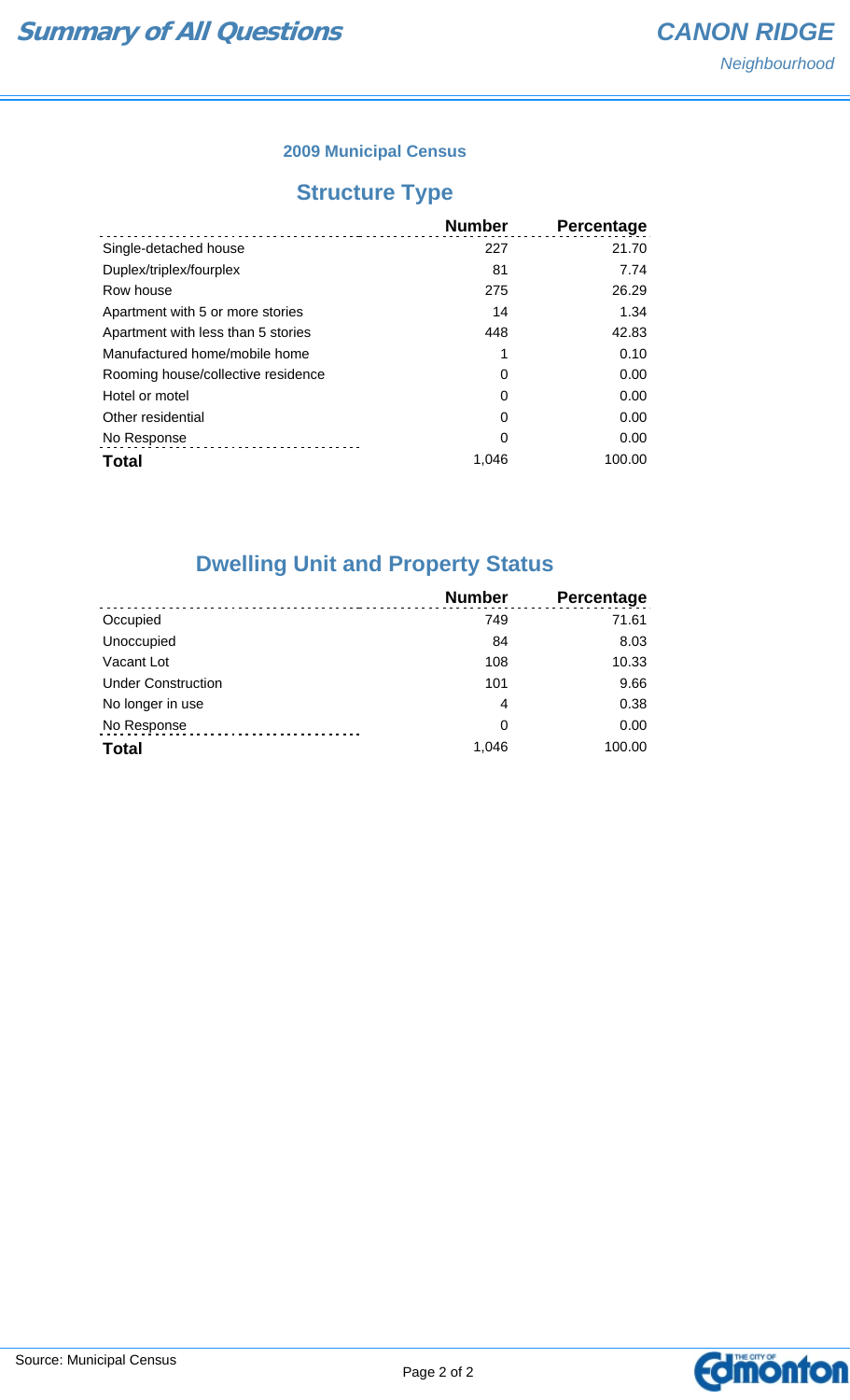# Summary of All Questions

**CANON RIDGE**
*Neighbourhood*

### 2009 Municipal Census

## Structure Type

| | Number | Percentage |
|---|---|---|
| Single-detached house | 227 | 21.70 |
| Duplex/triplex/fourplex | 81 | 7.74 |
| Row house | 275 | 26.29 |
| Apartment with 5 or more stories | 14 | 1.34 |
| Apartment with less than 5 stories | 448 | 42.83 |
| Manufactured home/mobile home | 1 | 0.10 |
| Rooming house/collective residence | 0 | 0.00 |
| Hotel or motel | 0 | 0.00 |
| Other residential | 0 | 0.00 |
| No Response | 0 | 0.00 |
| **Total** | 1,046 | 100.00 |

## Dwelling Unit and Property Status

| | Number | Percentage |
|---|---|---|
| Occupied | 749 | 71.61 |
| Unoccupied | 84 | 8.03 |
| Vacant Lot | 108 | 10.33 |
| Under Construction | 101 | 9.66 |
| No longer in use | 4 | 0.38 |
| No Response | 0 | 0.00 |
| **Total** | 1,046 | 100.00 |

Source: Municipal Census